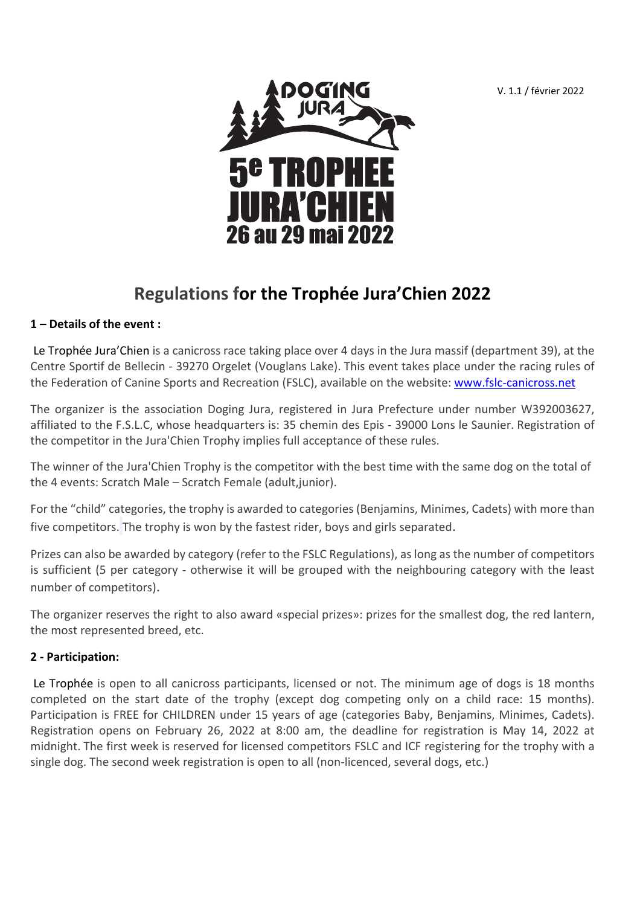V. 1.1 / février 2022

DOGING JURA

5e TROPHEE JURA'CHIEN
26 au 29 mai 2022

# Regulations for the Trophée Jura'Chien 2022

**1 – Details of the event :**

Le Trophée Jura'Chien is a canicross race taking place over 4 days in the Jura massif (department 39), at the Centre Sportif de Bellecin - 39270 Orgelet (Vouglans Lake). This event takes place under the racing rules of the Federation of Canine Sports and Recreation (FSLC), available on the website: www.fslc-canicross.net

The organizer is the association Doging Jura, registered in Jura Prefecture under number W392003627, affiliated to the F.S.L.C, whose headquarters is: 35 chemin des Epis - 39000 Lons le Saunier. Registration of the competitor in the Jura'Chien Trophy implies full acceptance of these rules.

The winner of the Jura'Chien Trophy is the competitor with the best time with the same dog on the total of the 4 events: Scratch Male – Scratch Female (adult,junior).

For the "child" categories, the trophy is awarded to categories (Benjamins, Minimes, Cadets) with more than five competitors. The trophy is won by the fastest rider, boys and girls separated.

Prizes can also be awarded by category (refer to the FSLC Regulations), as long as the number of competitors is sufficient (5 per category - otherwise it will be grouped with the neighbouring category with the least number of competitors).

The organizer reserves the right to also award «special prizes»: prizes for the smallest dog, the red lantern, the most represented breed, etc.

**2 - Participation:**

Le Trophée is open to all canicross participants, licensed or not. The minimum age of dogs is 18 months completed on the start date of the trophy (except dog competing only on a child race: 15 months). Participation is FREE for CHILDREN under 15 years of age (categories Baby, Benjamins, Minimes, Cadets). Registration opens on February 26, 2022 at 8:00 am, the deadline for registration is May 14, 2022 at midnight. The first week is reserved for licensed competitors FSLC and ICF registering for the trophy with a single dog. The second week registration is open to all (non-licenced, several dogs, etc.)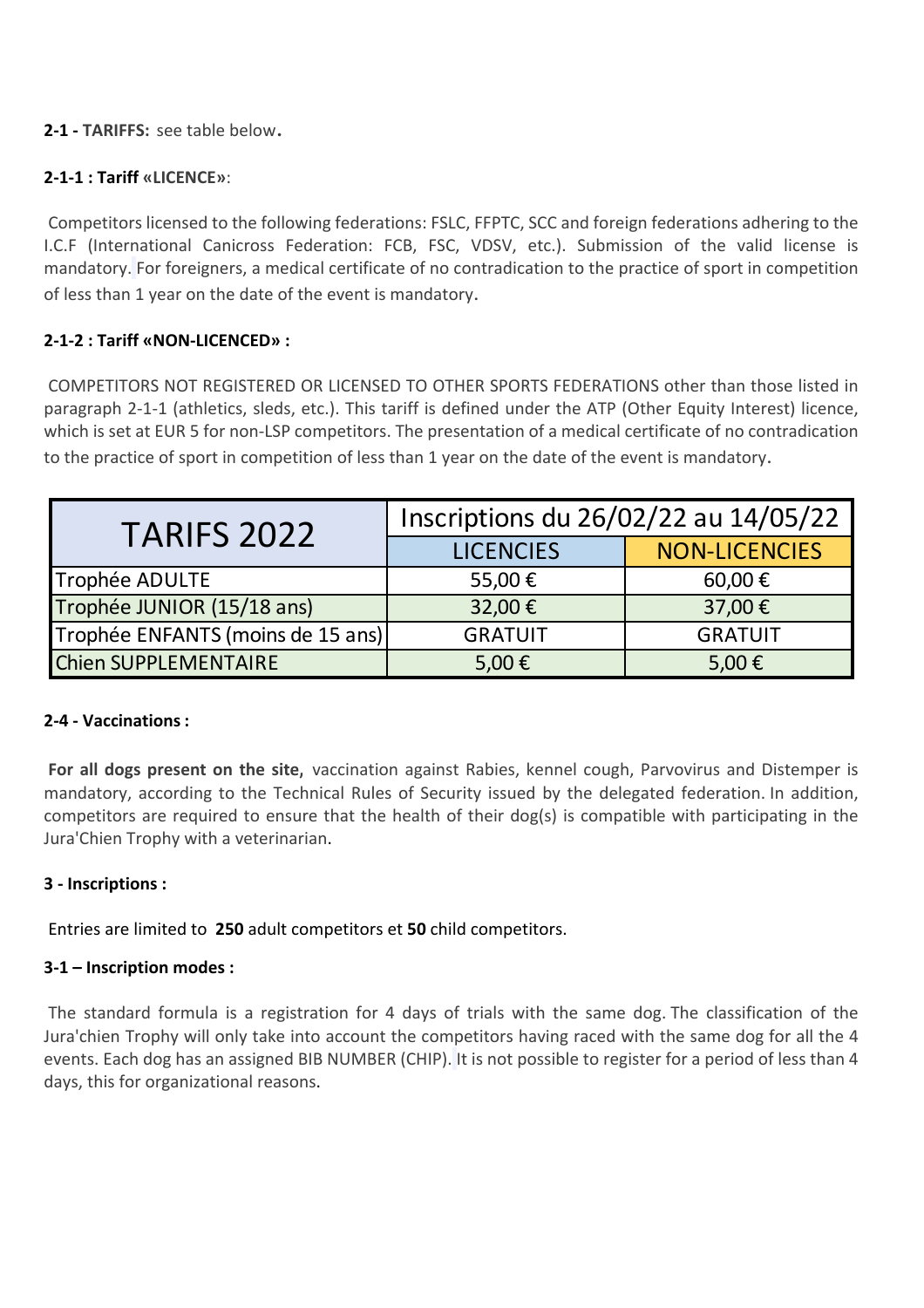**2-1 - TARIFFS:** see table below.

**2-1-1 : Tariff «LICENCE»**:

Competitors licensed to the following federations: FSLC, FFPTC, SCC and foreign federations adhering to the I.C.F (International Canicross Federation: FCB, FSC, VDSV, etc.). Submission of the valid license is mandatory. For foreigners, a medical certificate of no contradication to the practice of sport in competition of less than 1 year on the date of the event is mandatory.

**2-1-2 : Tariff «NON-LICENCED» :**

COMPETITORS NOT REGISTERED OR LICENSED TO OTHER SPORTS FEDERATIONS other than those listed in paragraph 2-1-1 (athletics, sleds, etc.). This tariff is defined under the ATP (Other Equity Interest) licence, which is set at EUR 5 for non-LSP competitors. The presentation of a medical certificate of no contradication to the practice of sport in competition of less than 1 year on the date of the event is mandatory.

| TARIFS 2022 | Inscriptions du 26/02/22 au 14/05/22 | |
|---|---|---|
| | LICENCIES | NON-LICENCIES |
| Trophée ADULTE | 55,00 € | 60,00 € |
| Trophée JUNIOR (15/18 ans) | 32,00 € | 37,00 € |
| Trophée ENFANTS (moins de 15 ans) | GRATUIT | GRATUIT |
| Chien SUPPLEMENTAIRE | 5,00 € | 5,00 € |

**2-4 - Vaccinations :**

**For all dogs present on the site,** vaccination against Rabies, kennel cough, Parvovirus and Distemper is mandatory, according to the Technical Rules of Security issued by the delegated federation. In addition, competitors are required to ensure that the health of their dog(s) is compatible with participating in the Jura'Chien Trophy with a veterinarian.

**3 - Inscriptions :**

Entries are limited to **250** adult competitors et **50** child competitors.

**3-1 – Inscription modes :**

The standard formula is a registration for 4 days of trials with the same dog. The classification of the Jura'chien Trophy will only take into account the competitors having raced with the same dog for all the 4 events. Each dog has an assigned BIB NUMBER (CHIP). It is not possible to register for a period of less than 4 days, this for organizational reasons.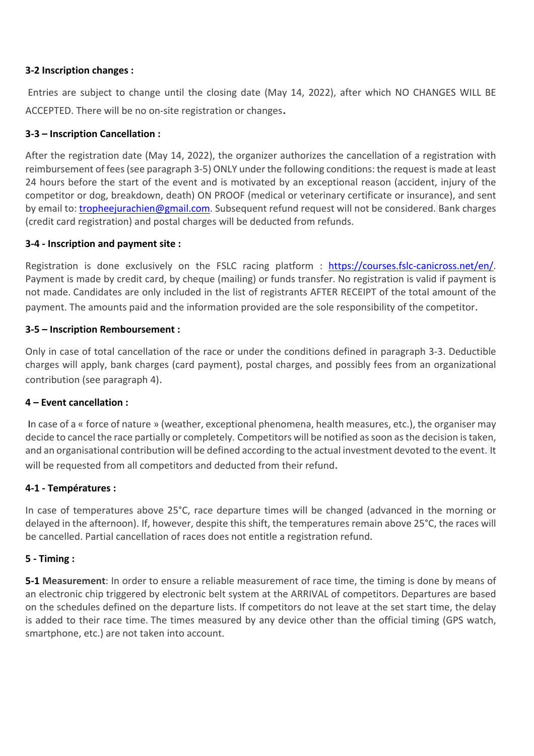**3-2 Inscription changes :**

Entries are subject to change until the closing date (May 14, 2022), after which NO CHANGES WILL BE ACCEPTED. There will be no on-site registration or changes.

**3-3 – Inscription Cancellation :**

After the registration date (May 14, 2022), the organizer authorizes the cancellation of a registration with reimbursement of fees (see paragraph 3-5) ONLY under the following conditions: the request is made at least 24 hours before the start of the event and is motivated by an exceptional reason (accident, injury of the competitor or dog, breakdown, death) ON PROOF (medical or veterinary certificate or insurance), and sent by email to: tropheejurachien@gmail.com. Subsequent refund request will not be considered. Bank charges (credit card registration) and postal charges will be deducted from refunds.

**3-4 - Inscription and payment site :**

Registration is done exclusively on the FSLC racing platform : https://courses.fslc-canicross.net/en/. Payment is made by credit card, by cheque (mailing) or funds transfer. No registration is valid if payment is not made. Candidates are only included in the list of registrants AFTER RECEIPT of the total amount of the payment. The amounts paid and the information provided are the sole responsibility of the competitor.

**3-5 – Inscription Remboursement :**

Only in case of total cancellation of the race or under the conditions defined in paragraph 3-3. Deductible charges will apply, bank charges (card payment), postal charges, and possibly fees from an organizational contribution (see paragraph 4).

**4 – Event cancellation :**

In case of a « force of nature » (weather, exceptional phenomena, health measures, etc.), the organiser may decide to cancel the race partially or completely. Competitors will be notified as soon as the decision is taken, and an organisational contribution will be defined according to the actual investment devoted to the event. It will be requested from all competitors and deducted from their refund.

**4-1 - Températures :**

In case of temperatures above 25°C, race departure times will be changed (advanced in the morning or delayed in the afternoon). If, however, despite this shift, the temperatures remain above 25°C, the races will be cancelled. Partial cancellation of races does not entitle a registration refund.

**5 - Timing :**

**5-1 Measurement**: In order to ensure a reliable measurement of race time, the timing is done by means of an electronic chip triggered by electronic belt system at the ARRIVAL of competitors. Departures are based on the schedules defined on the departure lists. If competitors do not leave at the set start time, the delay is added to their race time. The times measured by any device other than the official timing (GPS watch, smartphone, etc.) are not taken into account.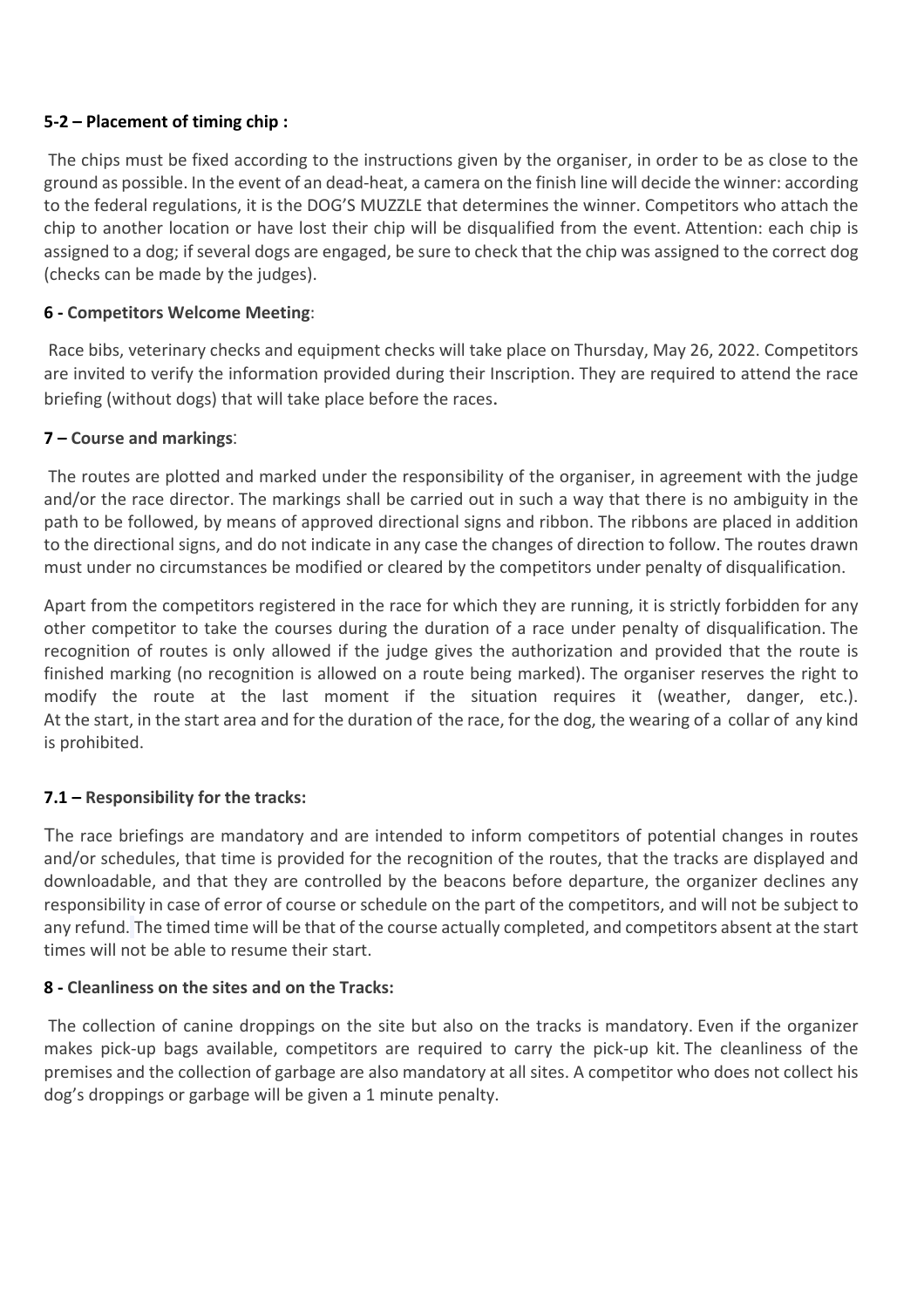### 5-2 – Placement of timing chip :

The chips must be fixed according to the instructions given by the organiser, in order to be as close to the ground as possible. In the event of an dead-heat, a camera on the finish line will decide the winner: according to the federal regulations, it is the DOG'S MUZZLE that determines the winner. Competitors who attach the chip to another location or have lost their chip will be disqualified from the event. Attention: each chip is assigned to a dog; if several dogs are engaged, be sure to check that the chip was assigned to the correct dog (checks can be made by the judges).

### 6 - Competitors Welcome Meeting:

Race bibs, veterinary checks and equipment checks will take place on Thursday, May 26, 2022. Competitors are invited to verify the information provided during their Inscription. They are required to attend the race briefing (without dogs) that will take place before the races.

### 7 – Course and markings:

The routes are plotted and marked under the responsibility of the organiser, in agreement with the judge and/or the race director. The markings shall be carried out in such a way that there is no ambiguity in the path to be followed, by means of approved directional signs and ribbon. The ribbons are placed in addition to the directional signs, and do not indicate in any case the changes of direction to follow. The routes drawn must under no circumstances be modified or cleared by the competitors under penalty of disqualification.

Apart from the competitors registered in the race for which they are running, it is strictly forbidden for any other competitor to take the courses during the duration of a race under penalty of disqualification. The recognition of routes is only allowed if the judge gives the authorization and provided that the route is finished marking (no recognition is allowed on a route being marked). The organiser reserves the right to modify the route at the last moment if the situation requires it (weather, danger, etc.). At the start, in the start area and for the duration of the race, for the dog, the wearing of a collar of any kind is prohibited.

### 7.1 – Responsibility for the tracks:

The race briefings are mandatory and are intended to inform competitors of potential changes in routes and/or schedules, that time is provided for the recognition of the routes, that the tracks are displayed and downloadable, and that they are controlled by the beacons before departure, the organizer declines any responsibility in case of error of course or schedule on the part of the competitors, and will not be subject to any refund. The timed time will be that of the course actually completed, and competitors absent at the start times will not be able to resume their start.

### 8 - Cleanliness on the sites and on the Tracks:

The collection of canine droppings on the site but also on the tracks is mandatory. Even if the organizer makes pick-up bags available, competitors are required to carry the pick-up kit. The cleanliness of the premises and the collection of garbage are also mandatory at all sites. A competitor who does not collect his dog's droppings or garbage will be given a 1 minute penalty.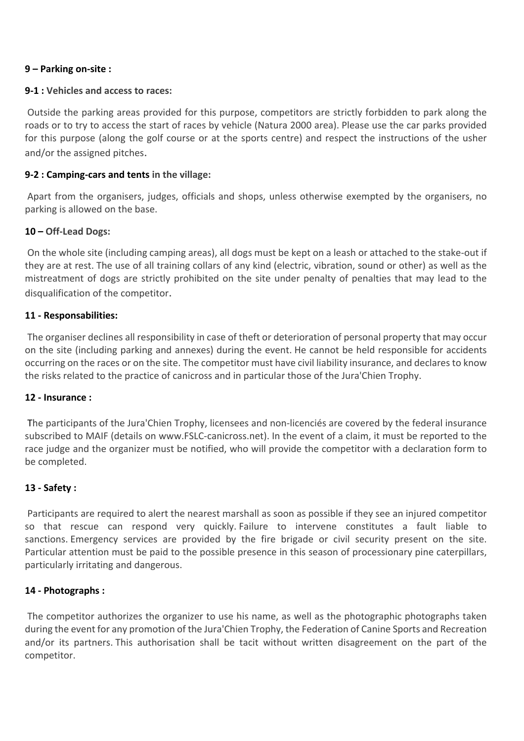**9 – Parking on-site :**

**9-1 : Vehicles and access to races:**

Outside the parking areas provided for this purpose, competitors are strictly forbidden to park along the roads or to try to access the start of races by vehicle (Natura 2000 area). Please use the car parks provided for this purpose (along the golf course or at the sports centre) and respect the instructions of the usher and/or the assigned pitches.

**9-2 : Camping-cars and tents in the village:**

Apart from the organisers, judges, officials and shops, unless otherwise exempted by the organisers, no parking is allowed on the base.

**10 – Off-Lead Dogs:**

On the whole site (including camping areas), all dogs must be kept on a leash or attached to the stake-out if they are at rest. The use of all training collars of any kind (electric, vibration, sound or other) as well as the mistreatment of dogs are strictly prohibited on the site under penalty of penalties that may lead to the disqualification of the competitor.

**11 - Responsabilities:**

The organiser declines all responsibility in case of theft or deterioration of personal property that may occur on the site (including parking and annexes) during the event. He cannot be held responsible for accidents occurring on the races or on the site. The competitor must have civil liability insurance, and declares to know the risks related to the practice of canicross and in particular those of the Jura'Chien Trophy.

**12 - Insurance :**

The participants of the Jura'Chien Trophy, licensees and non-licenciés are covered by the federal insurance subscribed to MAIF (details on www.FSLC-canicross.net). In the event of a claim, it must be reported to the race judge and the organizer must be notified, who will provide the competitor with a declaration form to be completed.

**13 - Safety :**

Participants are required to alert the nearest marshall as soon as possible if they see an injured competitor so that rescue can respond very quickly. Failure to intervene constitutes a fault liable to sanctions. Emergency services are provided by the fire brigade or civil security present on the site. Particular attention must be paid to the possible presence in this season of processionary pine caterpillars, particularly irritating and dangerous.

**14 - Photographs :**

The competitor authorizes the organizer to use his name, as well as the photographic photographs taken during the event for any promotion of the Jura'Chien Trophy, the Federation of Canine Sports and Recreation and/or its partners. This authorisation shall be tacit without written disagreement on the part of the competitor.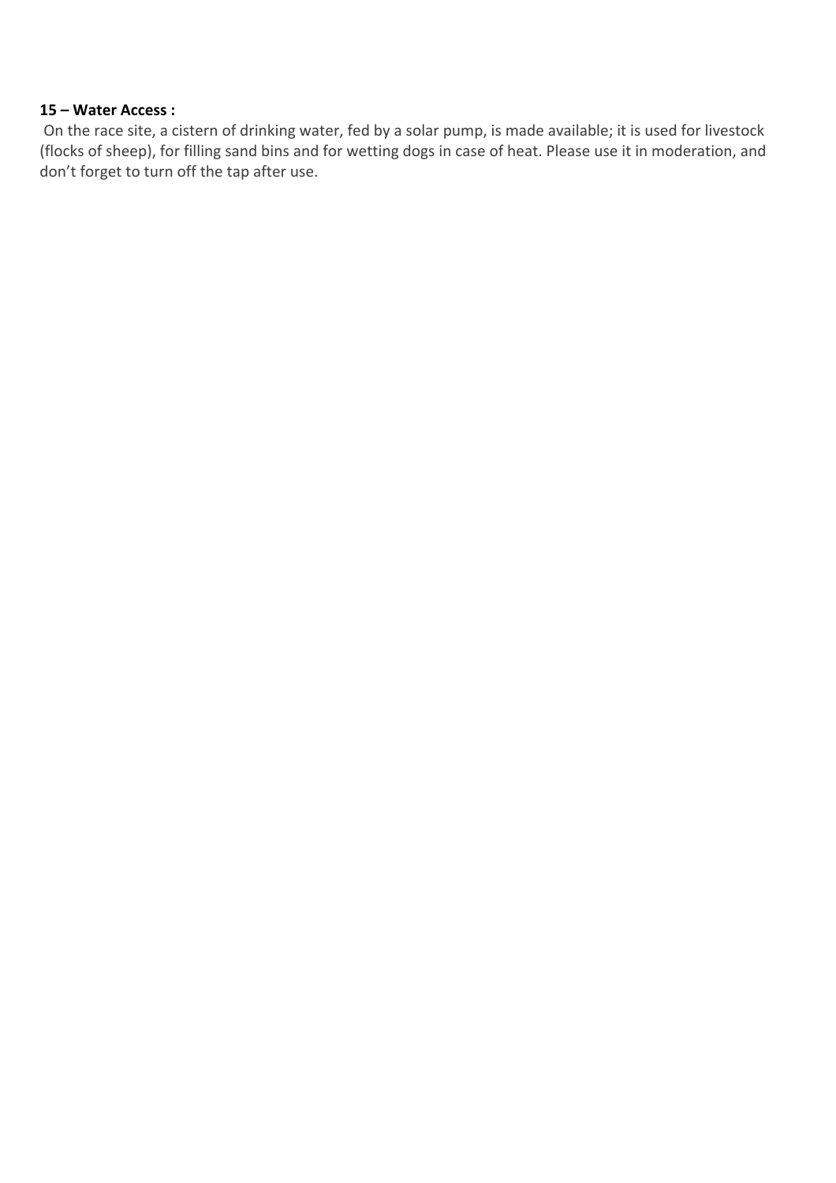**15 – Water Access :**

On the race site, a cistern of drinking water, fed by a solar pump, is made available; it is used for livestock (flocks of sheep), for filling sand bins and for wetting dogs in case of heat. Please use it in moderation, and don't forget to turn off the tap after use.